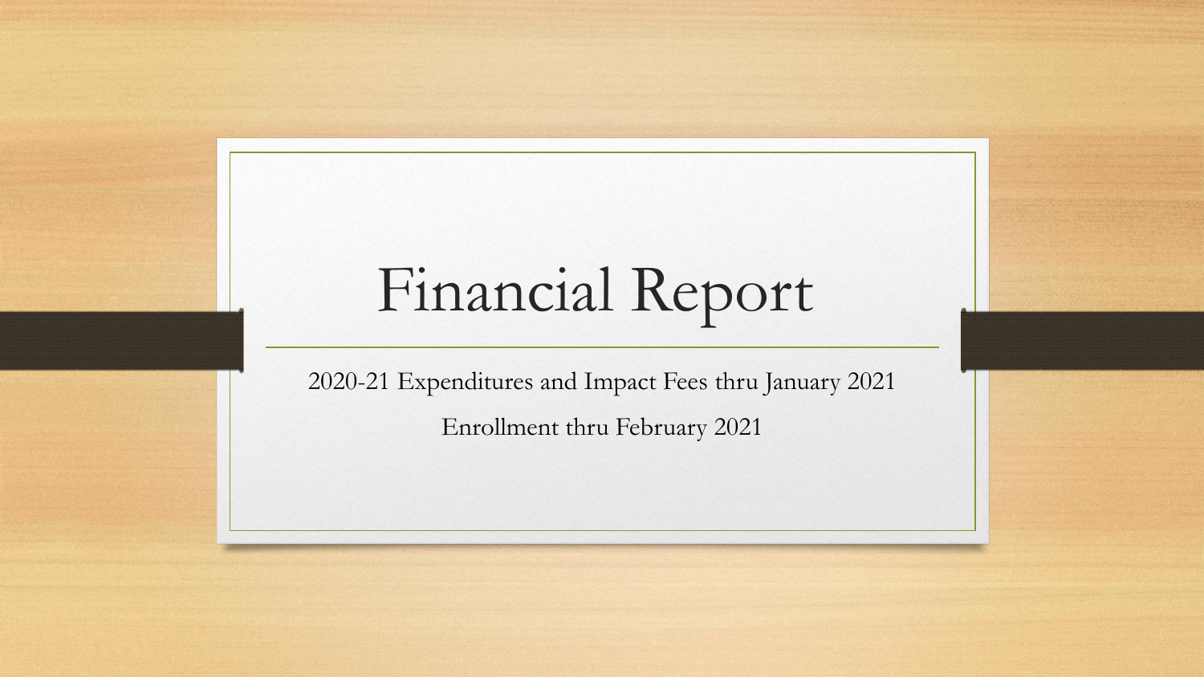# Financial Report

2020-21 Expenditures and Impact Fees thru January 2021

Enrollment thru February 2021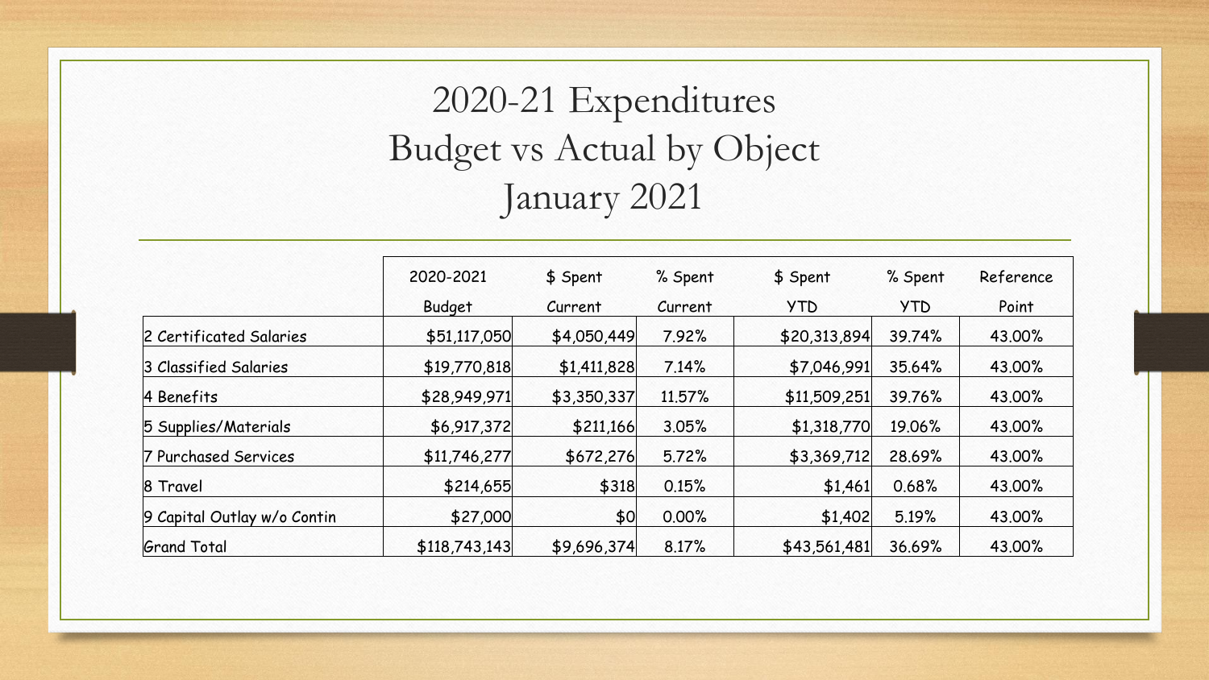# 2020-21 Expenditures
# Budget vs Actual by Object
# January 2021

| | 2020-2021 Budget | $ Spent Current | % Spent Current | $ Spent YTD | % Spent YTD | Reference Point |
|---|---|---|---|---|---|---|
| 2 Certificated Salaries | $51,117,050 | $4,050,449 | 7.92% | $20,313,894 | 39.74% | 43.00% |
| 3 Classified Salaries | $19,770,818 | $1,411,828 | 7.14% | $7,046,991 | 35.64% | 43.00% |
| 4 Benefits | $28,949,971 | $3,350,337 | 11.57% | $11,509,251 | 39.76% | 43.00% |
| 5 Supplies/Materials | $6,917,372 | $211,166 | 3.05% | $1,318,770 | 19.06% | 43.00% |
| 7 Purchased Services | $11,746,277 | $672,276 | 5.72% | $3,369,712 | 28.69% | 43.00% |
| 8 Travel | $214,655 | $318 | 0.15% | $1,461 | 0.68% | 43.00% |
| 9 Capital Outlay w/o Contin | $27,000 | $0 | 0.00% | $1,402 | 5.19% | 43.00% |
| Grand Total | $118,743,143 | $9,696,374 | 8.17% | $43,561,481 | 36.69% | 43.00% |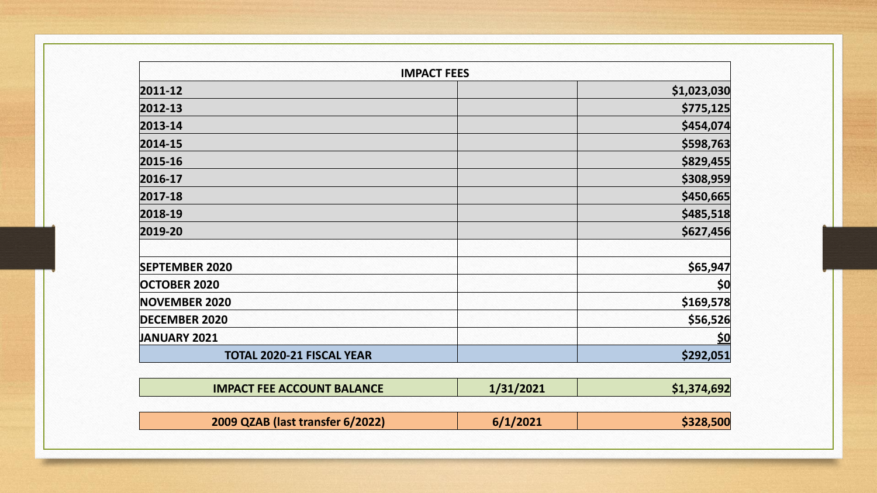| IMPACT FEES | | |
|---|---|---|
| 2011-12 | | $1,023,030 |
| 2012-13 | | $775,125 |
| 2013-14 | | $454,074 |
| 2014-15 | | $598,763 |
| 2015-16 | | $829,455 |
| 2016-17 | | $308,959 |
| 2017-18 | | $450,665 |
| 2018-19 | | $485,518 |
| 2019-20 | | $627,456 |
| | | |
| SEPTEMBER 2020 | | $65,947 |
| OCTOBER 2020 | | $0 |
| NOVEMBER 2020 | | $169,578 |
| DECEMBER 2020 | | $56,526 |
| JANUARY 2021 | | $0 |
| TOTAL 2020-21 FISCAL YEAR | | $292,051 |

| IMPACT FEE ACCOUNT BALANCE | 1/31/2021 | $1,374,692 |
|---|---|---|

| 2009 QZAB (last transfer 6/2022) | 6/1/2021 | $328,500 |
|---|---|---|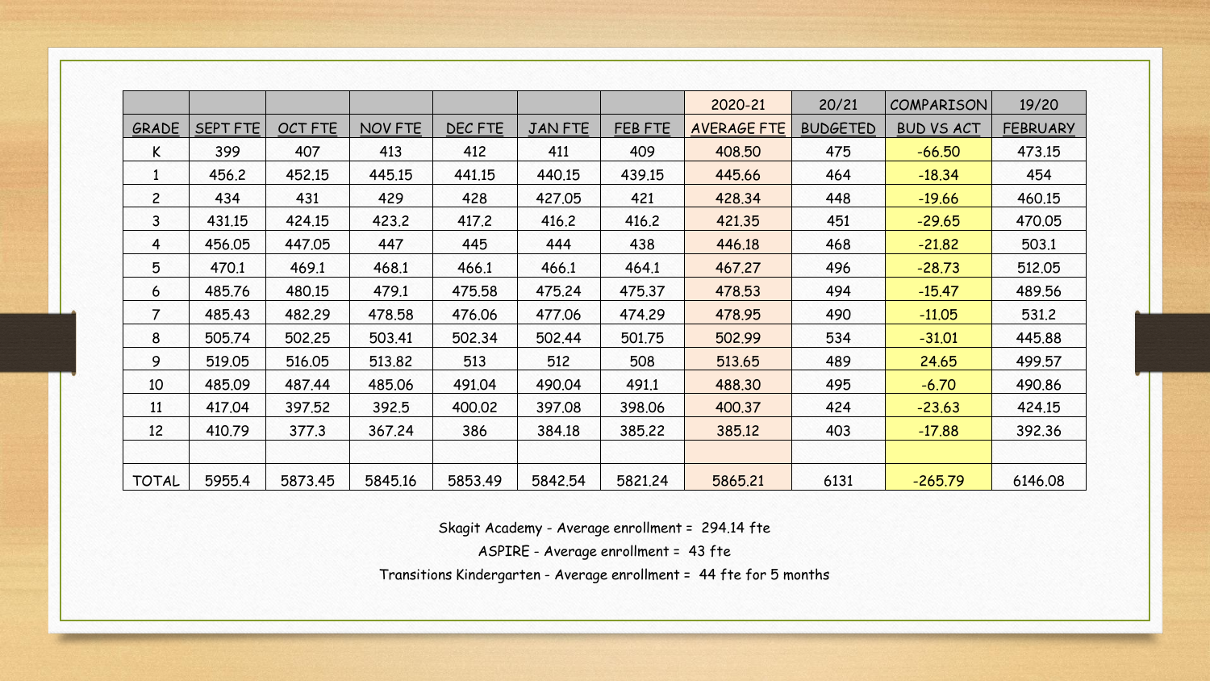| GRADE | SEPT FTE | OCT FTE | NOV FTE | DEC FTE | JAN FTE | FEB FTE | 2020-21 AVERAGE FTE | 20/21 BUDGETED | COMPARISON BUD VS ACT | 19/20 FEBRUARY |
|---|---|---|---|---|---|---|---|---|---|---|
| K | 399 | 407 | 413 | 412 | 411 | 409 | 408.50 | 475 | -66.50 | 473.15 |
| 1 | 456.2 | 452.15 | 445.15 | 441.15 | 440.15 | 439.15 | 445.66 | 464 | -18.34 | 454 |
| 2 | 434 | 431 | 429 | 428 | 427.05 | 421 | 428.34 | 448 | -19.66 | 460.15 |
| 3 | 431.15 | 424.15 | 423.2 | 417.2 | 416.2 | 416.2 | 421.35 | 451 | -29.65 | 470.05 |
| 4 | 456.05 | 447.05 | 447 | 445 | 444 | 438 | 446.18 | 468 | -21.82 | 503.1 |
| 5 | 470.1 | 469.1 | 468.1 | 466.1 | 466.1 | 464.1 | 467.27 | 496 | -28.73 | 512.05 |
| 6 | 485.76 | 480.15 | 479.1 | 475.58 | 475.24 | 475.37 | 478.53 | 494 | -15.47 | 489.56 |
| 7 | 485.43 | 482.29 | 478.58 | 476.06 | 477.06 | 474.29 | 478.95 | 490 | -11.05 | 531.2 |
| 8 | 505.74 | 502.25 | 503.41 | 502.34 | 502.44 | 501.75 | 502.99 | 534 | -31.01 | 445.88 |
| 9 | 519.05 | 516.05 | 513.82 | 513 | 512 | 508 | 513.65 | 489 | 24.65 | 499.57 |
| 10 | 485.09 | 487.44 | 485.06 | 491.04 | 490.04 | 491.1 | 488.30 | 495 | -6.70 | 490.86 |
| 11 | 417.04 | 397.52 | 392.5 | 400.02 | 397.08 | 398.06 | 400.37 | 424 | -23.63 | 424.15 |
| 12 | 410.79 | 377.3 | 367.24 | 386 | 384.18 | 385.22 | 385.12 | 403 | -17.88 | 392.36 |
| | | | | | | | | | | |
| TOTAL | 5955.4 | 5873.45 | 5845.16 | 5853.49 | 5842.54 | 5821.24 | 5865.21 | 6131 | -265.79 | 6146.08 |

Skagit Academy - Average enrollment = 294.14 fte

ASPIRE - Average enrollment = 43 fte

Transitions Kindergarten - Average enrollment = 44 fte for 5 months